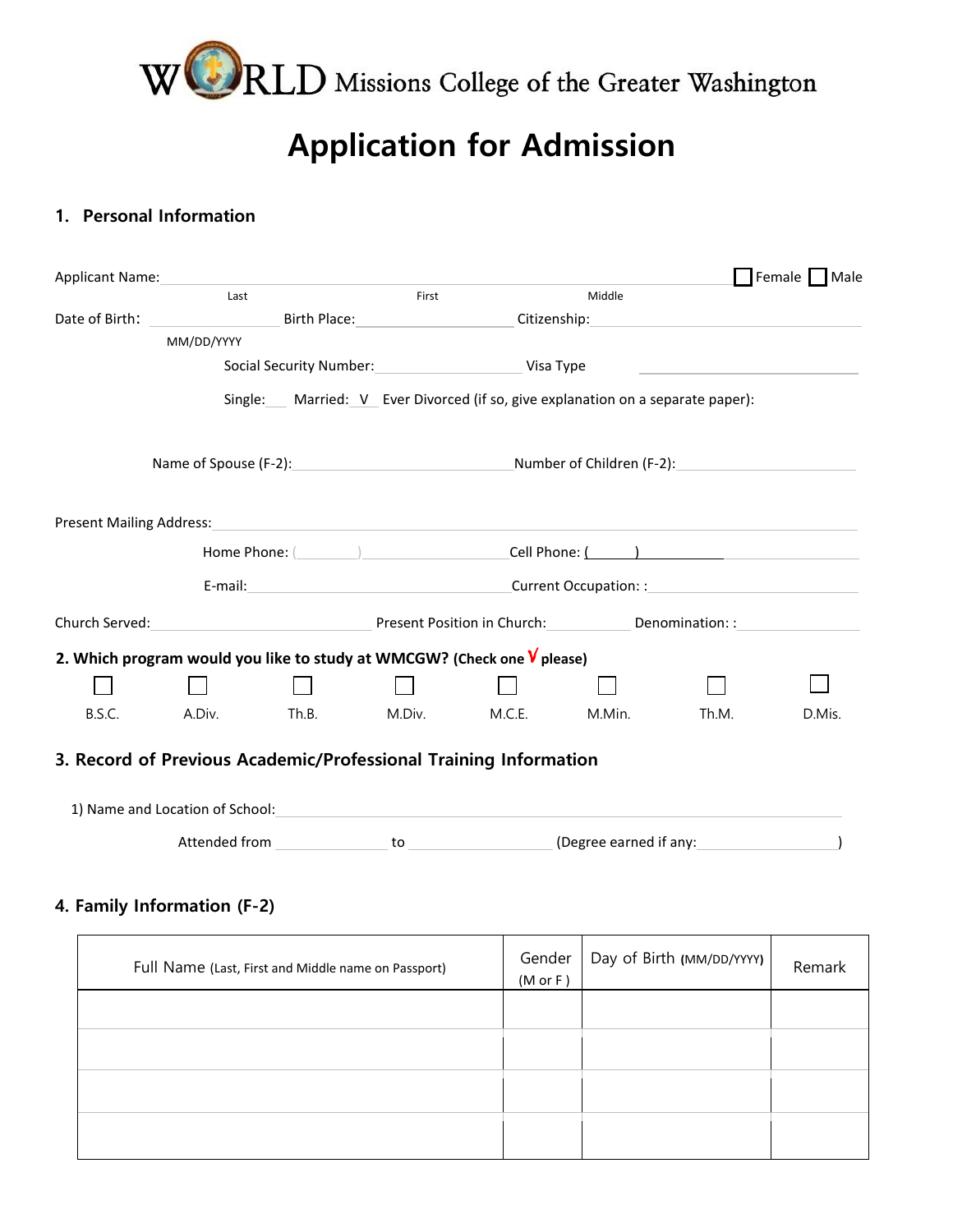# WORLD Missions College of the Greater Washington

# Application for Admission

## 1. Personal Information

Applicant Name: ______________________________________________ ☐ Female ☐ Male
Last First Middle

Date of Birth: ______________ Birth Place: ______________ Citizenship: ______________
MM/DD/YYYY

Social Security Number: ______________ Visa Type ______________

Single: ___ Married: _V_ Ever Divorced (if so, give explanation on a separate paper):

Name of Spouse (F-2): ______________ Number of Children (F-2): ______________

Present Mailing Address: ______________________________________________

Home Phone: (______) ______________ Cell Phone: (______) ______________

E-mail: ______________ Current Occupation: : ______________

Church Served: ______________ Present Position in Church: ______________ Denomination: : ______________

## 2. Which program would you like to study at WMCGW? (Check one √ please)

☐ B.S.C. ☐ A.Div. ☐ Th.B. ☐ M.Div. ☐ M.C.E. ☐ M.Min. ☐ Th.M. ☐ D.Mis.

## 3. Record of Previous Academic/Professional Training Information

1) Name and Location of School: ______________________________________________

Attended from ______________ to ______________ (Degree earned if any: ______________)

## 4. Family Information (F-2)

| Full Name (Last, First and Middle name on Passport) | Gender (M or F ) | Day of Birth (MM/DD/YYYY) | Remark |
|---|---|---|---|
| | | | |
| | | | |
| | | | |
| | | | |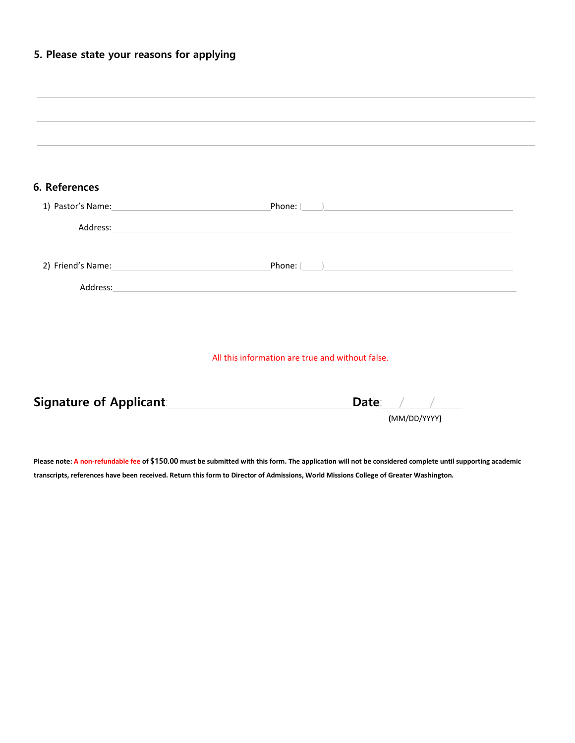## 5. Please state your reasons for applying

______________________________________________________________________

______________________________________________________________________

______________________________________________________________________

## 6. References

1) Pastor's Name:______________________________ Phone: (____)______________________________

Address:______________________________________________________________________

2) Friend's Name:______________________________ Phone: (____)______________________________

Address:______________________________________________________________________

All this information are true and without false.

**Signature of Applicant**:______________________________ **Date**: ___/___/______

(MM/DD/YYYY)

**Please note: A non-refundable fee of $150.00 must be submitted with this form. The application will not be considered complete until supporting academic transcripts, references have been received. Return this form to Director of Admissions, World Missions College of Greater Washington.**